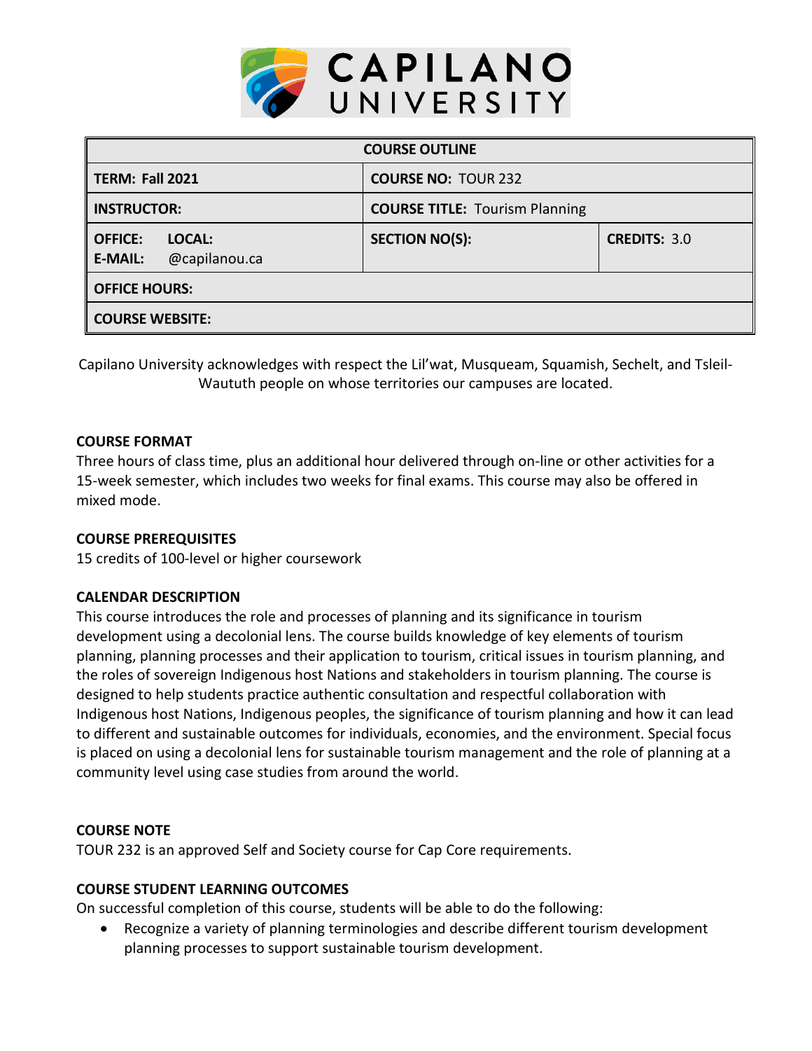# CAPILANO UNIVERSITY

| COURSE OUTLINE | | |
|---|---|---|
| **TERM: Fall 2021** | **COURSE NO:** TOUR 232 | |
| **INSTRUCTOR:** | **COURSE TITLE:** Tourism Planning | |
| **OFFICE:** **LOCAL:** **E-MAIL:** @capilanou.ca | **SECTION NO(S):** | **CREDITS:** 3.0 |
| **OFFICE HOURS:** | | |
| **COURSE WEBSITE:** | | |

Capilano University acknowledges with respect the Lil'wat, Musqueam, Squamish, Sechelt, and Tsleil-Waututh people on whose territories our campuses are located.

### COURSE FORMAT

Three hours of class time, plus an additional hour delivered through on-line or other activities for a 15-week semester, which includes two weeks for final exams. This course may also be offered in mixed mode.

### COURSE PREREQUISITES

15 credits of 100-level or higher coursework

### CALENDAR DESCRIPTION

This course introduces the role and processes of planning and its significance in tourism development using a decolonial lens. The course builds knowledge of key elements of tourism planning, planning processes and their application to tourism, critical issues in tourism planning, and the roles of sovereign Indigenous host Nations and stakeholders in tourism planning. The course is designed to help students practice authentic consultation and respectful collaboration with Indigenous host Nations, Indigenous peoples, the significance of tourism planning and how it can lead to different and sustainable outcomes for individuals, economies, and the environment. Special focus is placed on using a decolonial lens for sustainable tourism management and the role of planning at a community level using case studies from around the world.

### COURSE NOTE

TOUR 232 is an approved Self and Society course for Cap Core requirements.

### COURSE STUDENT LEARNING OUTCOMES

On successful completion of this course, students will be able to do the following:

- Recognize a variety of planning terminologies and describe different tourism development planning processes to support sustainable tourism development.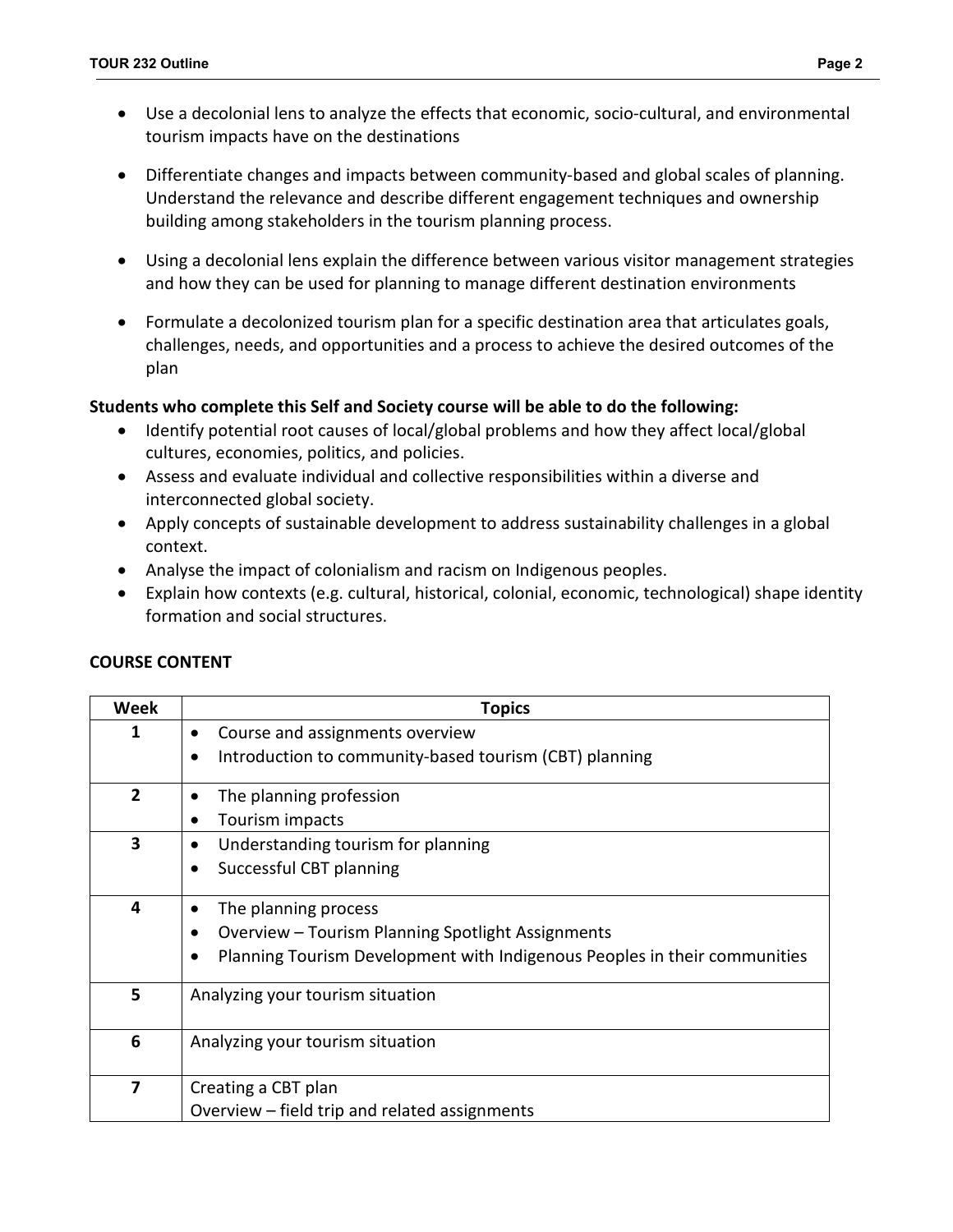- Use a decolonial lens to analyze the effects that economic, socio-cultural, and environmental tourism impacts have on the destinations
- Differentiate changes and impacts between community-based and global scales of planning. Understand the relevance and describe different engagement techniques and ownership building among stakeholders in the tourism planning process.
- Using a decolonial lens explain the difference between various visitor management strategies and how they can be used for planning to manage different destination environments
- Formulate a decolonized tourism plan for a specific destination area that articulates goals, challenges, needs, and opportunities and a process to achieve the desired outcomes of the plan

**Students who complete this Self and Society course will be able to do the following:**

- Identify potential root causes of local/global problems and how they affect local/global cultures, economies, politics, and policies.
- Assess and evaluate individual and collective responsibilities within a diverse and interconnected global society.
- Apply concepts of sustainable development to address sustainability challenges in a global context.
- Analyse the impact of colonialism and racism on Indigenous peoples.
- Explain how contexts (e.g. cultural, historical, colonial, economic, technological) shape identity formation and social structures.

**COURSE CONTENT**

| Week | Topics |
|---|---|
| 1 | • Course and assignments overview<br>• Introduction to community-based tourism (CBT) planning |
| 2 | • The planning profession<br>• Tourism impacts |
| 3 | • Understanding tourism for planning<br>• Successful CBT planning |
| 4 | • The planning process<br>• Overview – Tourism Planning Spotlight Assignments<br>• Planning Tourism Development with Indigenous Peoples in their communities |
| 5 | Analyzing your tourism situation |
| 6 | Analyzing your tourism situation |
| 7 | Creating a CBT plan<br>Overview – field trip and related assignments |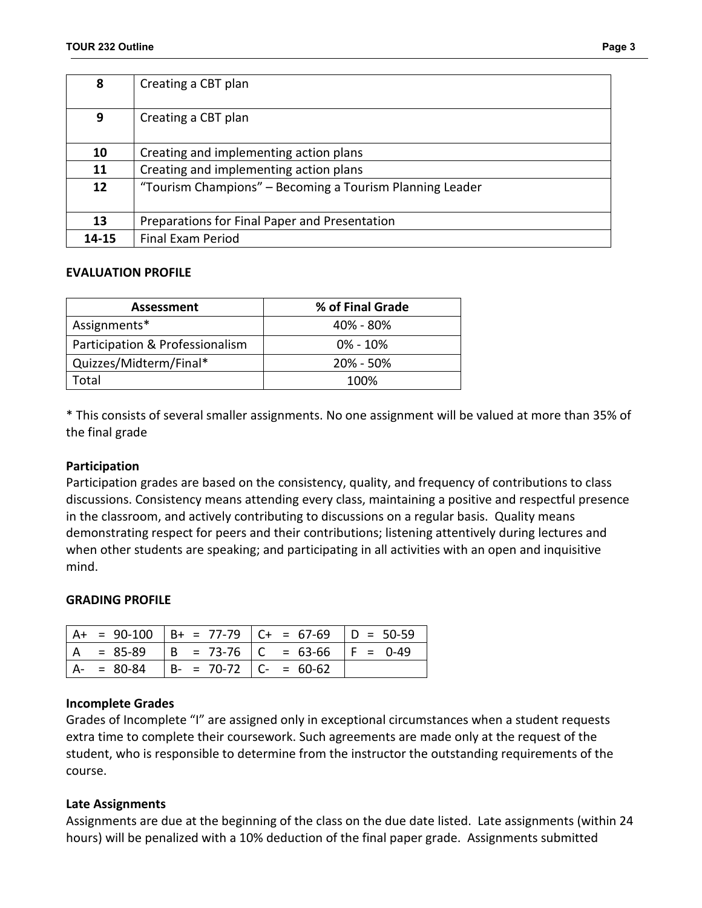| | |
|---|---|
| 8 | Creating a CBT plan |
| 9 | Creating a CBT plan |
| 10 | Creating and implementing action plans |
| 11 | Creating and implementing action plans |
| 12 | "Tourism Champions" – Becoming a Tourism Planning Leader |
| 13 | Preparations for Final Paper and Presentation |
| 14-15 | Final Exam Period |

**EVALUATION PROFILE**

| Assessment | % of Final Grade |
|---|---|
| Assignments* | 40% - 80% |
| Participation & Professionalism | 0% - 10% |
| Quizzes/Midterm/Final* | 20% - 50% |
| Total | 100% |

* This consists of several smaller assignments. No one assignment will be valued at more than 35% of the final grade

**Participation**

Participation grades are based on the consistency, quality, and frequency of contributions to class discussions. Consistency means attending every class, maintaining a positive and respectful presence in the classroom, and actively contributing to discussions on a regular basis. Quality means demonstrating respect for peers and their contributions; listening attentively during lectures and when other students are speaking; and participating in all activities with an open and inquisitive mind.

**GRADING PROFILE**

| | | | |
|---|---|---|---|
| A+ = 90-100 | B+ = 77-79 | C+ = 67-69 | D = 50-59 |
| A = 85-89 | B = 73-76 | C = 63-66 | F = 0-49 |
| A- = 80-84 | B- = 70-72 | C- = 60-62 | |

**Incomplete Grades**

Grades of Incomplete "I" are assigned only in exceptional circumstances when a student requests extra time to complete their coursework. Such agreements are made only at the request of the student, who is responsible to determine from the instructor the outstanding requirements of the course.

**Late Assignments**

Assignments are due at the beginning of the class on the due date listed. Late assignments (within 24 hours) will be penalized with a 10% deduction of the final paper grade. Assignments submitted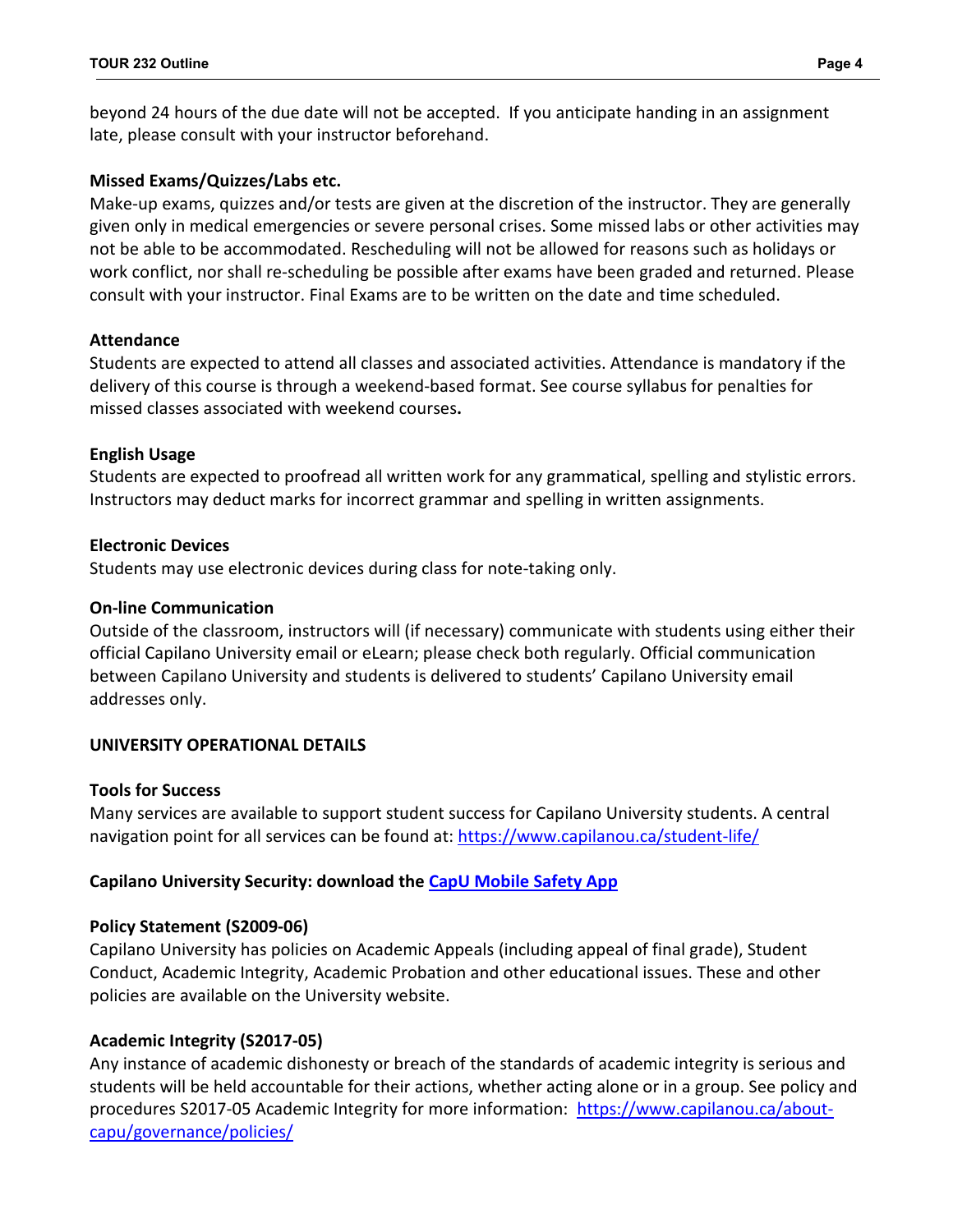beyond 24 hours of the due date will not be accepted. If you anticipate handing in an assignment late, please consult with your instructor beforehand.

**Missed Exams/Quizzes/Labs etc.**

Make-up exams, quizzes and/or tests are given at the discretion of the instructor. They are generally given only in medical emergencies or severe personal crises. Some missed labs or other activities may not be able to be accommodated. Rescheduling will not be allowed for reasons such as holidays or work conflict, nor shall re-scheduling be possible after exams have been graded and returned. Please consult with your instructor. Final Exams are to be written on the date and time scheduled.

**Attendance**

Students are expected to attend all classes and associated activities. Attendance is mandatory if the delivery of this course is through a weekend-based format. See course syllabus for penalties for missed classes associated with weekend courses**.**

**English Usage**

Students are expected to proofread all written work for any grammatical, spelling and stylistic errors. Instructors may deduct marks for incorrect grammar and spelling in written assignments.

**Electronic Devices**

Students may use electronic devices during class for note-taking only.

**On-line Communication**

Outside of the classroom, instructors will (if necessary) communicate with students using either their official Capilano University email or eLearn; please check both regularly. Official communication between Capilano University and students is delivered to students' Capilano University email addresses only.

## UNIVERSITY OPERATIONAL DETAILS

**Tools for Success**

Many services are available to support student success for Capilano University students. A central navigation point for all services can be found at: https://www.capilanou.ca/student-life/

**Capilano University Security: download the CapU Mobile Safety App**

**Policy Statement (S2009-06)**

Capilano University has policies on Academic Appeals (including appeal of final grade), Student Conduct, Academic Integrity, Academic Probation and other educational issues. These and other policies are available on the University website.

**Academic Integrity (S2017-05)**

Any instance of academic dishonesty or breach of the standards of academic integrity is serious and students will be held accountable for their actions, whether acting alone or in a group. See policy and procedures S2017-05 Academic Integrity for more information: https://www.capilanou.ca/about-capu/governance/policies/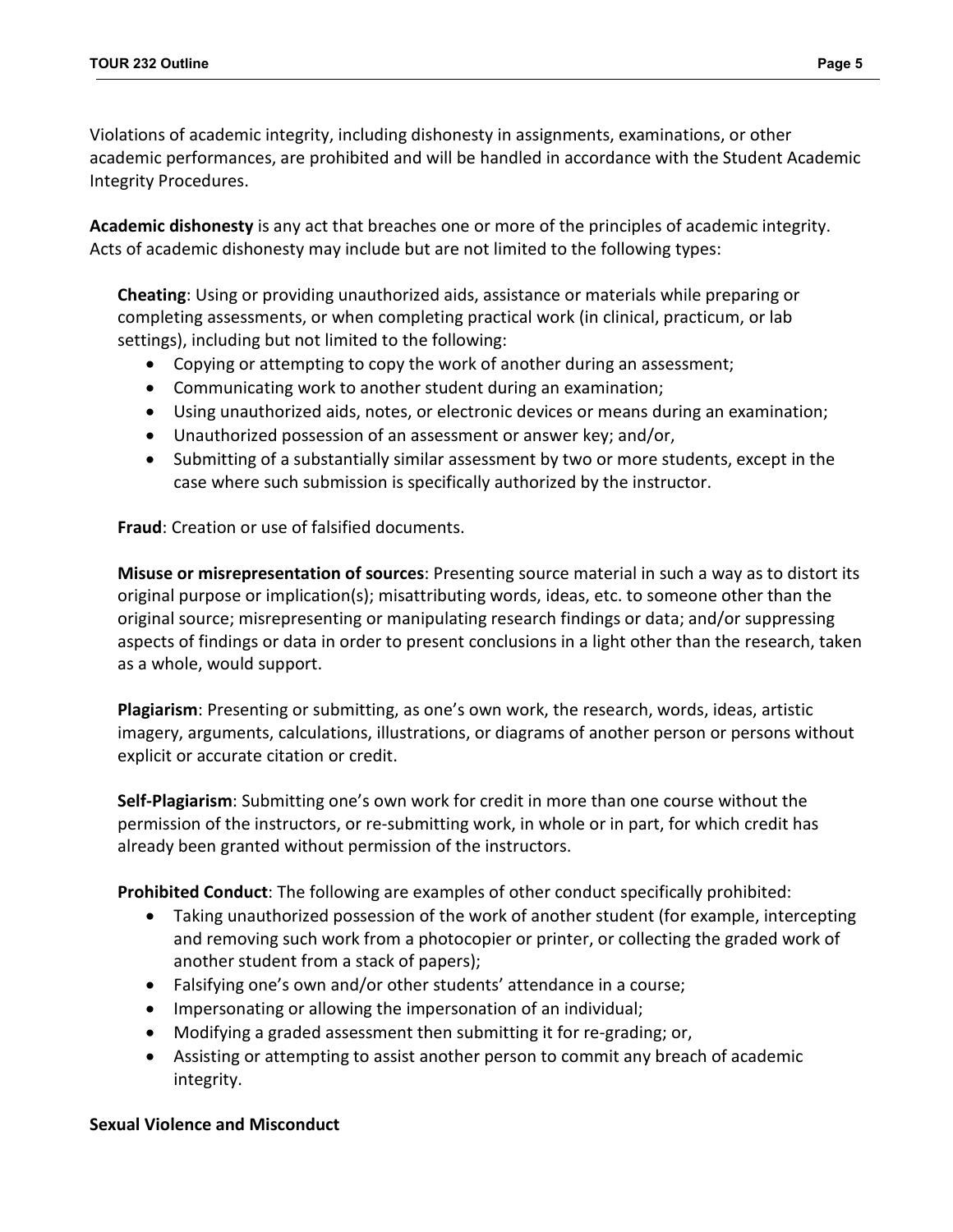Violations of academic integrity, including dishonesty in assignments, examinations, or other academic performances, are prohibited and will be handled in accordance with the Student Academic Integrity Procedures.

**Academic dishonesty** is any act that breaches one or more of the principles of academic integrity. Acts of academic dishonesty may include but are not limited to the following types:

**Cheating**: Using or providing unauthorized aids, assistance or materials while preparing or completing assessments, or when completing practical work (in clinical, practicum, or lab settings), including but not limited to the following:

- Copying or attempting to copy the work of another during an assessment;
- Communicating work to another student during an examination;
- Using unauthorized aids, notes, or electronic devices or means during an examination;
- Unauthorized possession of an assessment or answer key; and/or,
- Submitting of a substantially similar assessment by two or more students, except in the case where such submission is specifically authorized by the instructor.

**Fraud**: Creation or use of falsified documents.

**Misuse or misrepresentation of sources**: Presenting source material in such a way as to distort its original purpose or implication(s); misattributing words, ideas, etc. to someone other than the original source; misrepresenting or manipulating research findings or data; and/or suppressing aspects of findings or data in order to present conclusions in a light other than the research, taken as a whole, would support.

**Plagiarism**: Presenting or submitting, as one's own work, the research, words, ideas, artistic imagery, arguments, calculations, illustrations, or diagrams of another person or persons without explicit or accurate citation or credit.

**Self-Plagiarism**: Submitting one's own work for credit in more than one course without the permission of the instructors, or re-submitting work, in whole or in part, for which credit has already been granted without permission of the instructors.

**Prohibited Conduct**: The following are examples of other conduct specifically prohibited:

- Taking unauthorized possession of the work of another student (for example, intercepting and removing such work from a photocopier or printer, or collecting the graded work of another student from a stack of papers);
- Falsifying one's own and/or other students' attendance in a course;
- Impersonating or allowing the impersonation of an individual;
- Modifying a graded assessment then submitting it for re-grading; or,
- Assisting or attempting to assist another person to commit any breach of academic integrity.

**Sexual Violence and Misconduct**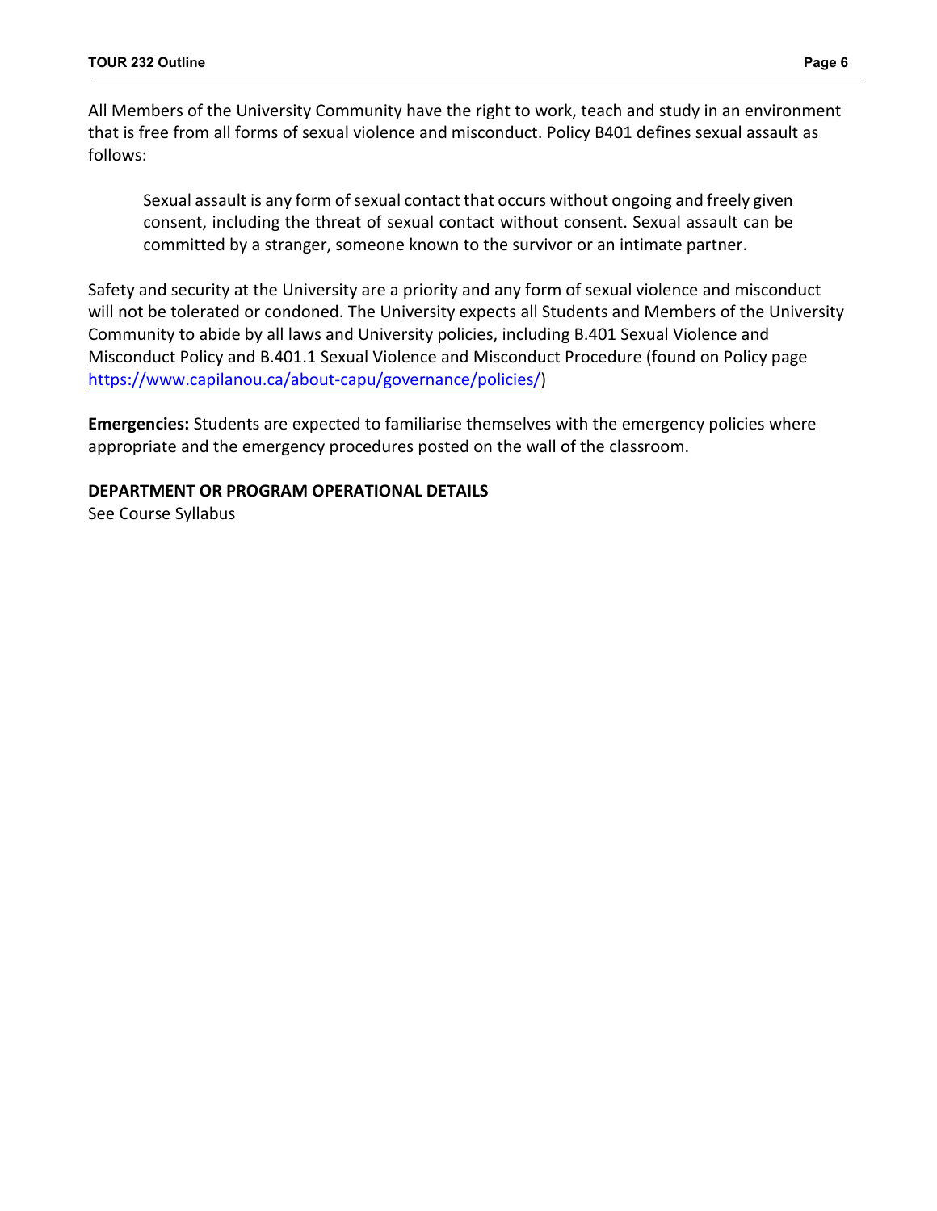All Members of the University Community have the right to work, teach and study in an environment that is free from all forms of sexual violence and misconduct. Policy B401 defines sexual assault as follows:

> Sexual assault is any form of sexual contact that occurs without ongoing and freely given consent, including the threat of sexual contact without consent. Sexual assault can be committed by a stranger, someone known to the survivor or an intimate partner.

Safety and security at the University are a priority and any form of sexual violence and misconduct will not be tolerated or condoned. The University expects all Students and Members of the University Community to abide by all laws and University policies, including B.401 Sexual Violence and Misconduct Policy and B.401.1 Sexual Violence and Misconduct Procedure (found on Policy page https://www.capilanou.ca/about-capu/governance/policies/)

**Emergencies:** Students are expected to familiarise themselves with the emergency policies where appropriate and the emergency procedures posted on the wall of the classroom.

**DEPARTMENT OR PROGRAM OPERATIONAL DETAILS**

See Course Syllabus